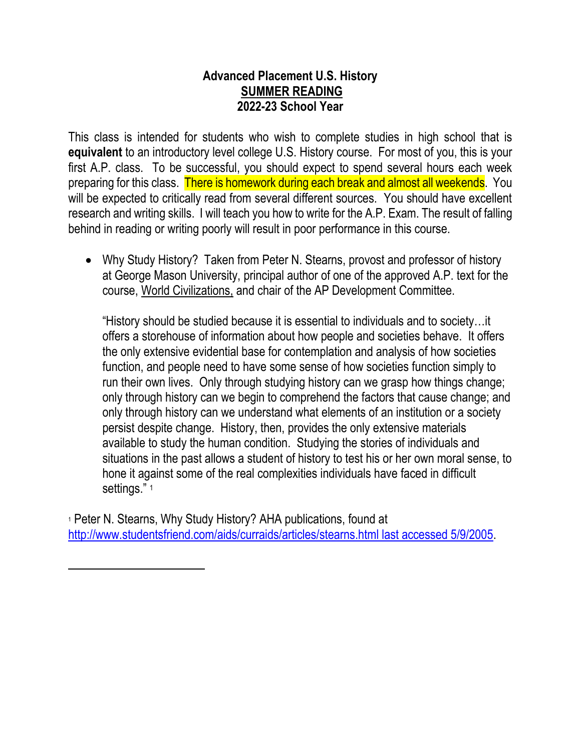**Advanced Placement U.S. History**
**SUMMER READING**
**2022-23 School Year**

This class is intended for students who wish to complete studies in high school that is **equivalent** to an introductory level college U.S. History course. For most of you, this is your first A.P. class. To be successful, you should expect to spend several hours each week preparing for this class. There is homework during each break and almost all weekends. You will be expected to critically read from several different sources. You should have excellent research and writing skills. I will teach you how to write for the A.P. Exam. The result of falling behind in reading or writing poorly will result in poor performance in this course.

- Why Study History? Taken from Peter N. Stearns, provost and professor of history at George Mason University, principal author of one of the approved A.P. text for the course, World Civilizations, and chair of the AP Development Committee.

  "History should be studied because it is essential to individuals and to society…it offers a storehouse of information about how people and societies behave. It offers the only extensive evidential base for contemplation and analysis of how societies function, and people need to have some sense of how societies function simply to run their own lives. Only through studying history can we grasp how things change; only through history can we begin to comprehend the factors that cause change; and only through history can we understand what elements of an institution or a society persist despite change. History, then, provides the only extensive materials available to study the human condition. Studying the stories of individuals and situations in the past allows a student of history to test his or her own moral sense, to hone it against some of the real complexities individuals have faced in difficult settings." [1]

[1] Peter N. Stearns, Why Study History? AHA publications, found at http://www.studentsfriend.com/aids/curraids/articles/stearns.html last accessed 5/9/2005.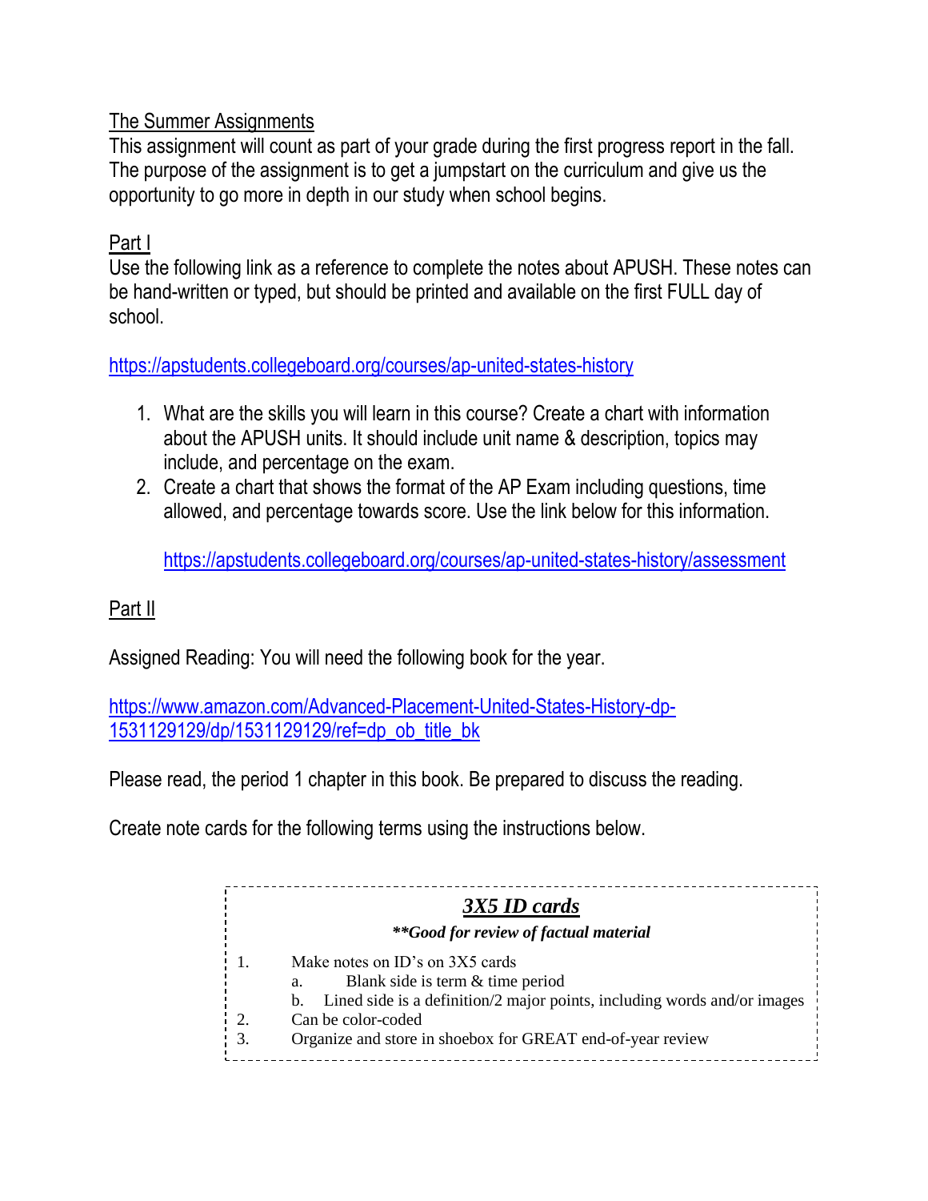The Summer Assignments

This assignment will count as part of your grade during the first progress report in the fall. The purpose of the assignment is to get a jumpstart on the curriculum and give us the opportunity to go more in depth in our study when school begins.

Part I

Use the following link as a reference to complete the notes about APUSH. These notes can be hand-written or typed, but should be printed and available on the first FULL day of school.

https://apstudents.collegeboard.org/courses/ap-united-states-history

1. What are the skills you will learn in this course? Create a chart with information about the APUSH units. It should include unit name & description, topics may include, and percentage on the exam.
2. Create a chart that shows the format of the AP Exam including questions, time allowed, and percentage towards score. Use the link below for this information.

   https://apstudents.collegeboard.org/courses/ap-united-states-history/assessment

Part II

Assigned Reading: You will need the following book for the year.

https://www.amazon.com/Advanced-Placement-United-States-History-dp-1531129129/dp/1531129129/ref=dp_ob_title_bk

Please read, the period 1 chapter in this book. Be prepared to discuss the reading.

Create note cards for the following terms using the instructions below.

***3X5 ID cards***

***\*\*Good for review of factual material***

1. Make notes on ID's on 3X5 cards
   a. Blank side is term & time period
   b. Lined side is a definition/2 major points, including words and/or images
2. Can be color-coded
3. Organize and store in shoebox for GREAT end-of-year review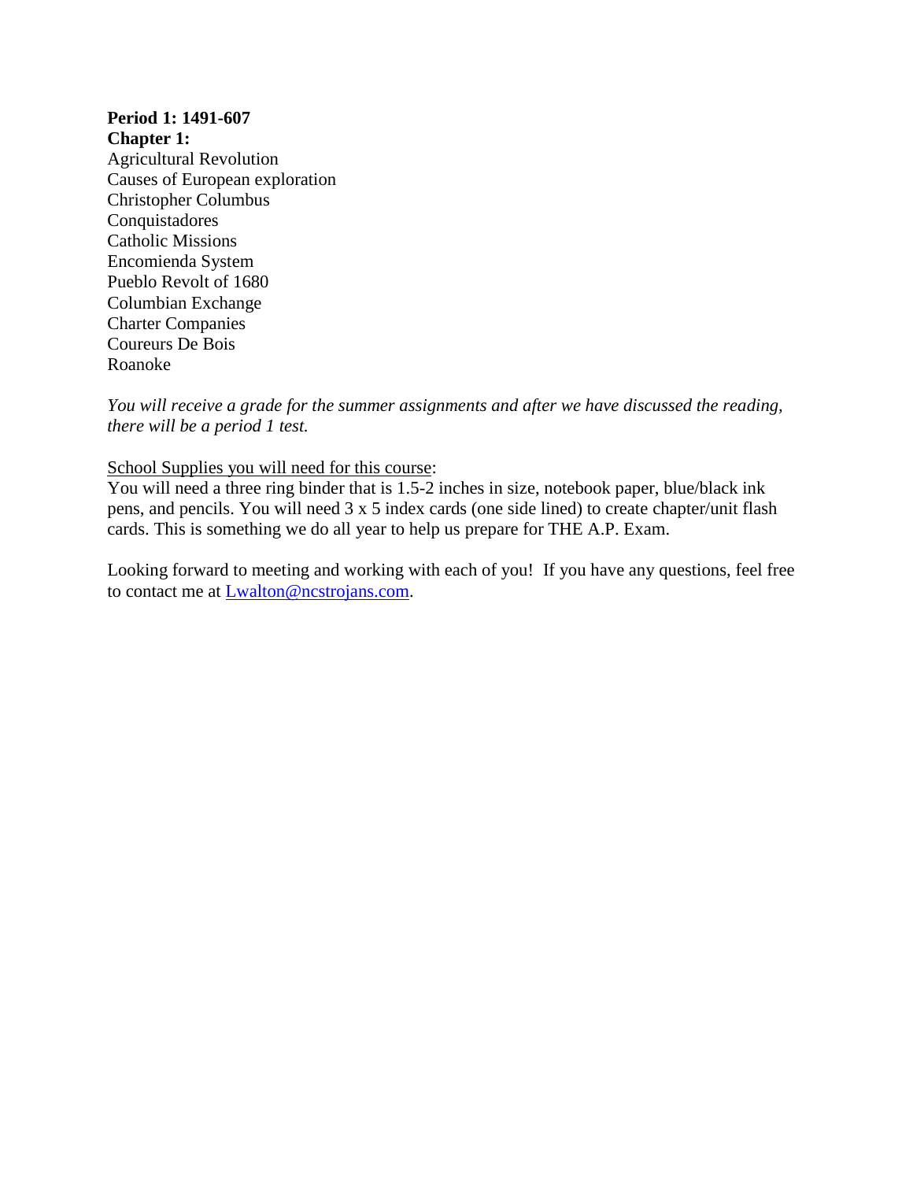**Period 1: 1491-607**
**Chapter 1:**
Agricultural Revolution
Causes of European exploration
Christopher Columbus
Conquistadores
Catholic Missions
Encomienda System
Pueblo Revolt of 1680
Columbian Exchange
Charter Companies
Coureurs De Bois
Roanoke

*You will receive a grade for the summer assignments and after we have discussed the reading, there will be a period 1 test.*

<u>School Supplies you will need for this course</u>:
You will need a three ring binder that is 1.5-2 inches in size, notebook paper, blue/black ink pens, and pencils. You will need 3 x 5 index cards (one side lined) to create chapter/unit flash cards. This is something we do all year to help us prepare for THE A.P. Exam.

Looking forward to meeting and working with each of you! If you have any questions, feel free to contact me at Lwalton@ncstrojans.com.